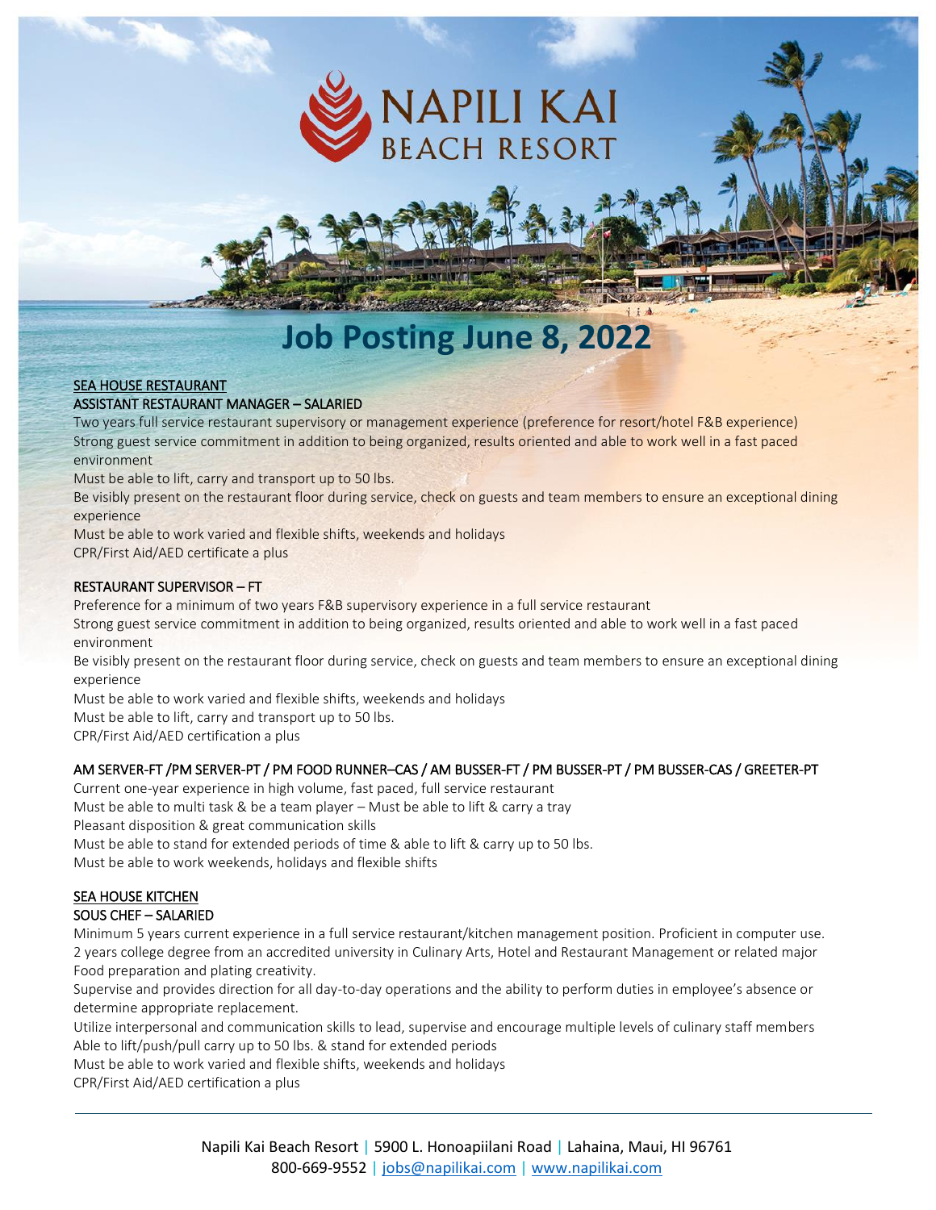# NAPILI KAI BEACH RESORT

# Job Posting June 8, 2022

## SEA HOUSE RESTAURANT

### ASSISTANT RESTAURANT MANAGER – SALARIED

Two years full service restaurant supervisory or management experience (preference for resort/hotel F&B experience)
Strong guest service commitment in addition to being organized, results oriented and able to work well in a fast paced environment
Must be able to lift, carry and transport up to 50 lbs.
Be visibly present on the restaurant floor during service, check on guests and team members to ensure an exceptional dining experience
Must be able to work varied and flexible shifts, weekends and holidays
CPR/First Aid/AED certificate a plus

### RESTAURANT SUPERVISOR – FT

Preference for a minimum of two years F&B supervisory experience in a full service restaurant
Strong guest service commitment in addition to being organized, results oriented and able to work well in a fast paced environment
Be visibly present on the restaurant floor during service, check on guests and team members to ensure an exceptional dining experience
Must be able to work varied and flexible shifts, weekends and holidays
Must be able to lift, carry and transport up to 50 lbs.
CPR/First Aid/AED certification a plus

### AM SERVER-FT /PM SERVER-PT / PM FOOD RUNNER–CAS / AM BUSSER-FT / PM BUSSER-PT / PM BUSSER-CAS / GREETER-PT

Current one-year experience in high volume, fast paced, full service restaurant
Must be able to multi task & be a team player – Must be able to lift & carry a tray
Pleasant disposition & great communication skills
Must be able to stand for extended periods of time & able to lift & carry up to 50 lbs.
Must be able to work weekends, holidays and flexible shifts

## SEA HOUSE KITCHEN

### SOUS CHEF – SALARIED

Minimum 5 years current experience in a full service restaurant/kitchen management position. Proficient in computer use.
2 years college degree from an accredited university in Culinary Arts, Hotel and Restaurant Management or related major
Food preparation and plating creativity.
Supervise and provides direction for all day-to-day operations and the ability to perform duties in employee's absence or determine appropriate replacement.
Utilize interpersonal and communication skills to lead, supervise and encourage multiple levels of culinary staff members
Able to lift/push/pull carry up to 50 lbs. & stand for extended periods
Must be able to work varied and flexible shifts, weekends and holidays
CPR/First Aid/AED certification a plus

---

Napili Kai Beach Resort | 5900 L. Honoapiilani Road | Lahaina, Maui, HI 96761
800-669-9552 | jobs@napilikai.com | www.napilikai.com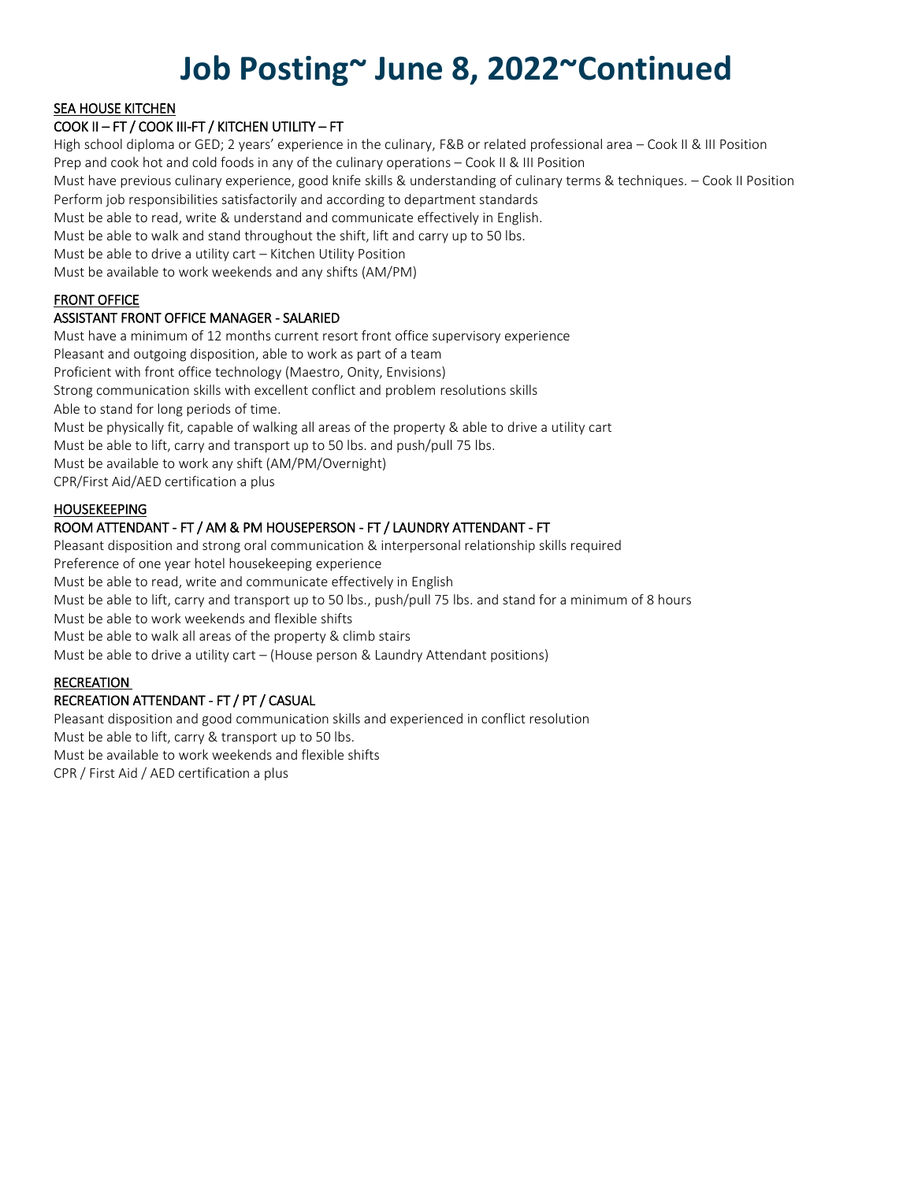# Job Posting~ June 8, 2022~Continued

<u>SEA HOUSE KITCHEN</u>

COOK II – FT / COOK III-FT / KITCHEN UTILITY – FT

High school diploma or GED; 2 years' experience in the culinary, F&B or related professional area – Cook II & III Position
Prep and cook hot and cold foods in any of the culinary operations – Cook II & III Position
Must have previous culinary experience, good knife skills & understanding of culinary terms & techniques. – Cook II Position
Perform job responsibilities satisfactorily and according to department standards
Must be able to read, write & understand and communicate effectively in English.
Must be able to walk and stand throughout the shift, lift and carry up to 50 lbs.
Must be able to drive a utility cart – Kitchen Utility Position
Must be available to work weekends and any shifts (AM/PM)

<u>FRONT OFFICE</u>

ASSISTANT FRONT OFFICE MANAGER - SALARIED

Must have a minimum of 12 months current resort front office supervisory experience
Pleasant and outgoing disposition, able to work as part of a team
Proficient with front office technology (Maestro, Onity, Envisions)
Strong communication skills with excellent conflict and problem resolutions skills
Able to stand for long periods of time.
Must be physically fit, capable of walking all areas of the property & able to drive a utility cart
Must be able to lift, carry and transport up to 50 lbs. and push/pull 75 lbs.
Must be available to work any shift (AM/PM/Overnight)
CPR/First Aid/AED certification a plus

<u>HOUSEKEEPING</u>

ROOM ATTENDANT - FT / AM & PM HOUSEPERSON - FT / LAUNDRY ATTENDANT - FT

Pleasant disposition and strong oral communication & interpersonal relationship skills required
Preference of one year hotel housekeeping experience
Must be able to read, write and communicate effectively in English
Must be able to lift, carry and transport up to 50 lbs., push/pull 75 lbs. and stand for a minimum of 8 hours
Must be able to work weekends and flexible shifts
Must be able to walk all areas of the property & climb stairs
Must be able to drive a utility cart – (House person & Laundry Attendant positions)

<u>RECREATION</u>

RECREATION ATTENDANT - FT / PT / CASUAL

Pleasant disposition and good communication skills and experienced in conflict resolution
Must be able to lift, carry & transport up to 50 lbs.
Must be available to work weekends and flexible shifts
CPR / First Aid / AED certification a plus